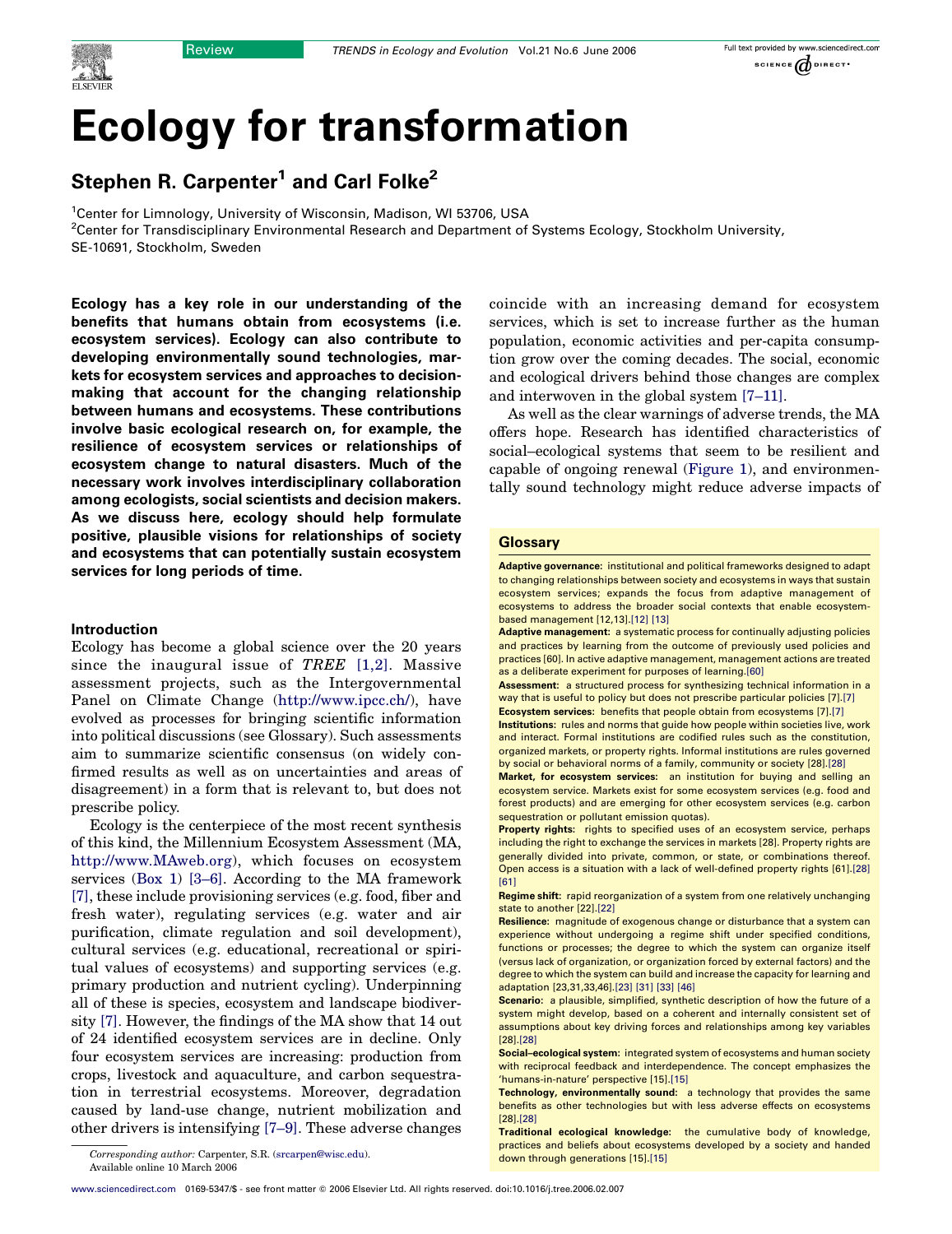Review

# Ecology for transformation

## Stephen R. Carpenter[1] and Carl Folke[2]

[1]Center for Limnology, University of Wisconsin, Madison, WI 53706, USA
[2]Center for Transdisciplinary Environmental Research and Department of Systems Ecology, Stockholm University, SE-10691, Stockholm, Sweden

**Ecology has a key role in our understanding of the benefits that humans obtain from ecosystems (i.e. ecosystem services). Ecology can also contribute to developing environmentally sound technologies, markets for ecosystem services and approaches to decision-making that account for the changing relationship between humans and ecosystems. These contributions involve basic ecological research on, for example, the resilience of ecosystem services or relationships of ecosystem change to natural disasters. Much of the necessary work involves interdisciplinary collaboration among ecologists, social scientists and decision makers. As we discuss here, ecology should help formulate positive, plausible visions for relationships of society and ecosystems that can potentially sustain ecosystem services for long periods of time.**

### Introduction

Ecology has become a global science over the 20 years since the inaugural issue of *TREE* [1,2]. Massive assessment projects, such as the Intergovernmental Panel on Climate Change (http://www.ipcc.ch/), have evolved as processes for bringing scientific information into political discussions (see Glossary). Such assessments aim to summarize scientific consensus (on widely confirmed results as well as on uncertainties and areas of disagreement) in a form that is relevant to, but does not prescribe policy.

Ecology is the centerpiece of the most recent synthesis of this kind, the Millennium Ecosystem Assessment (MA, http://www.MAweb.org), which focuses on ecosystem services (Box 1) [3–6]. According to the MA framework [7], these include provisioning services (e.g. food, fiber and fresh water), regulating services (e.g. water and air purification, climate regulation and soil development), cultural services (e.g. educational, recreational or spiritual values of ecosystems) and supporting services (e.g. primary production and nutrient cycling). Underpinning all of these is species, ecosystem and landscape biodiversity [7]. However, the findings of the MA show that 14 out of 24 identified ecosystem services are in decline. Only four ecosystem services are increasing: production from crops, livestock and aquaculture, and carbon sequestration in terrestrial ecosystems. Moreover, degradation caused by land-use change, nutrient mobilization and other drivers is intensifying [7–9]. These adverse changes coincide with an increasing demand for ecosystem services, which is set to increase further as the human population, economic activities and per-capita consumption grow over the coming decades. The social, economic and ecological drivers behind those changes are complex and interwoven in the global system [7–11].

As well as the clear warnings of adverse trends, the MA offers hope. Research has identified characteristics of social–ecological systems that seem to be resilient and capable of ongoing renewal (Figure 1), and environmentally sound technology might reduce adverse impacts of

Corresponding author: Carpenter, S.R. (srcarpen@wisc.edu).
Available online 10 March 2006

### Glossary

**Adaptive governance:** institutional and political frameworks designed to adapt to changing relationships between society and ecosystems in ways that sustain ecosystem services; expands the focus from adaptive management of ecosystems to address the broader social contexts that enable ecosystem-based management [12,13].

**Adaptive management:** a systematic process for continually adjusting policies and practices by learning from the outcome of previously used policies and practices [60]. In active adaptive management, management actions are treated as a deliberate experiment for purposes of learning.

**Assessment:** a structured process for synthesizing technical information in a way that is useful to policy but does not prescribe particular policies [7].

**Ecosystem services:** benefits that people obtain from ecosystems [7].

**Institutions:** rules and norms that guide how people within societies live, work and interact. Formal institutions are codified rules such as the constitution, organized markets, or property rights. Informal institutions are rules governed by social or behavioral norms of a family, community or society [28].

**Market, for ecosystem services:** an institution for buying and selling an ecosystem service. Markets exist for some ecosystem services (e.g. food and forest products) and are emerging for other ecosystem services (e.g. carbon sequestration or pollutant emission quotas).

**Property rights:** rights to specified uses of an ecosystem service, perhaps including the right to exchange the services in markets [28]. Property rights are generally divided into private, common, or state, or combinations thereof. Open access is a situation with a lack of well-defined property rights [61].

**Regime shift:** rapid reorganization of a system from one relatively unchanging state to another [22].

**Resilience:** magnitude of exogenous change or disturbance that a system can experience without undergoing a regime shift under specified conditions, functions or processes; the degree to which the system can organize itself (versus lack of organization, or organization forced by external factors) and the degree to which the system can build and increase the capacity for learning and adaptation [23,31,33,46].

**Scenario:** a plausible, simplified, synthetic description of how the future of a system might develop, based on a coherent and internally consistent set of assumptions about key driving forces and relationships among key variables [28].

**Social–ecological system:** integrated system of ecosystems and human society with reciprocal feedback and interdependence. The concept emphasizes the 'humans-in-nature' perspective [15].

**Technology, environmentally sound:** a technology that provides the same benefits as other technologies but with less adverse effects on ecosystems [28].

**Traditional ecological knowledge:** the cumulative body of knowledge, practices and beliefs about ecosystems developed by a society and handed down through generations [15].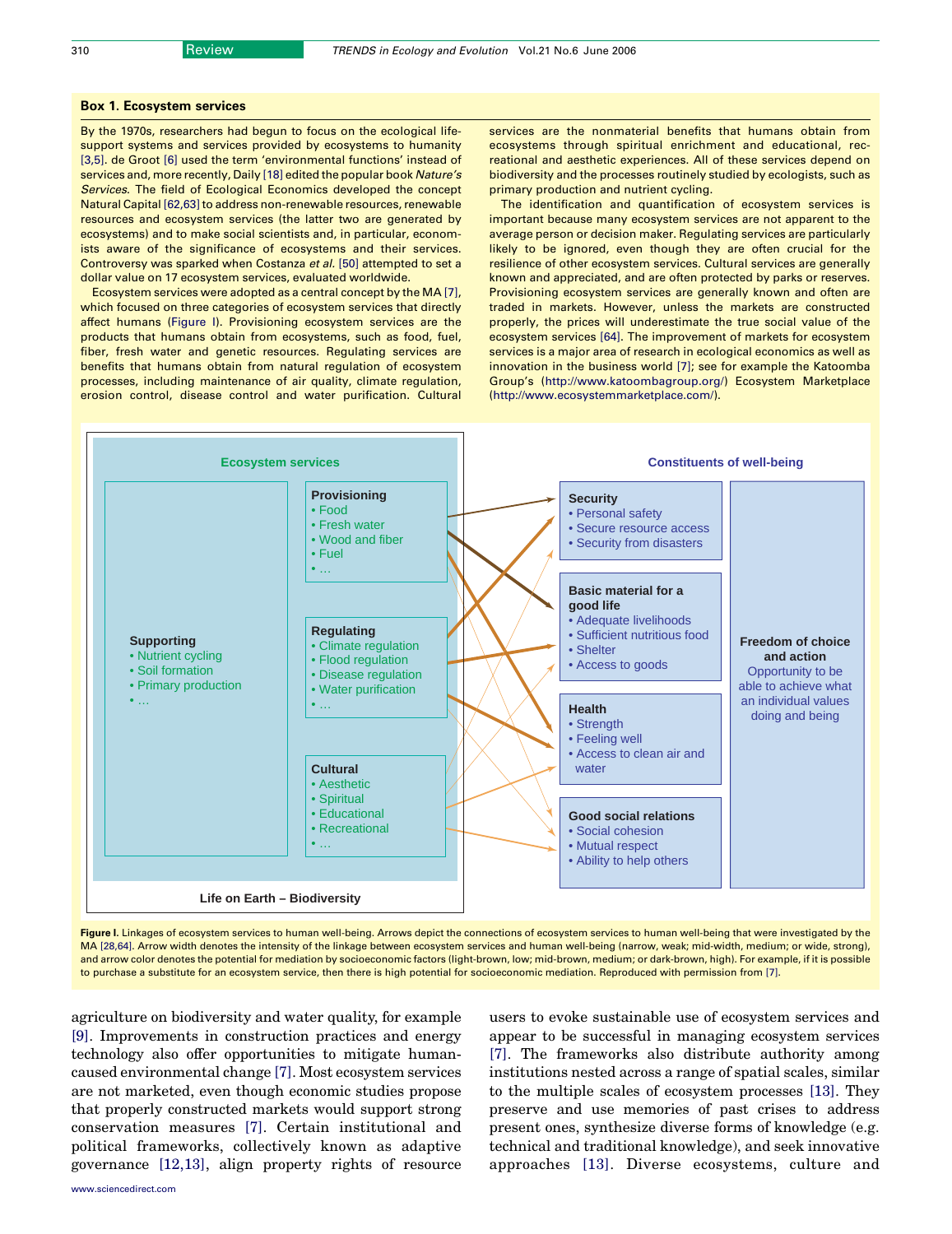### Box 1. Ecosystem services

By the 1970s, researchers had begun to focus on the ecological life-support systems and services provided by ecosystems to humanity [3,5]. de Groot [6] used the term 'environmental functions' instead of services and, more recently, Daily [18] edited the popular book *Nature's Services*. The field of Ecological Economics developed the concept Natural Capital [62,63] to address non-renewable resources, renewable resources and ecosystem services (the latter two are generated by ecosystems) and to make social scientists and, in particular, economists aware of the significance of ecosystems and their services. Controversy was sparked when Costanza *et al.* [50] attempted to set a dollar value on 17 ecosystem services, evaluated worldwide.

Ecosystem services were adopted as a central concept by the MA [7], which focused on three categories of ecosystem services that directly affect humans (Figure I). Provisioning ecosystem services are the products that humans obtain from ecosystems, such as food, fuel, fiber, fresh water and genetic resources. Regulating services are benefits that humans obtain from natural regulation of ecosystem processes, including maintenance of air quality, climate regulation, erosion control, disease control and water purification. Cultural services are the nonmaterial benefits that humans obtain from ecosystems through spiritual enrichment and educational, recreational and aesthetic experiences. All of these services depend on biodiversity and the processes routinely studied by ecologists, such as primary production and nutrient cycling.

The identification and quantification of ecosystem services is important because many ecosystem services are not apparent to the average person or decision maker. Regulating services are particularly likely to be ignored, even though they are often crucial for the resilience of other ecosystem services. Cultural services are generally known and appreciated, and are often protected by parks or reserves. Provisioning ecosystem services are generally known and often are traded in markets. However, unless the markets are constructed properly, the prices will underestimate the true social value of the ecosystem services [64]. The improvement of markets for ecosystem services is a major area of research in ecological economics as well as innovation in the business world [7]; see for example the Katoomba Group's (http://www.katoombagroup.org/) Ecosystem Marketplace (http://www.ecosystemmarketplace.com/).

**Ecosystem services**

- **Supporting**: Nutrient cycling; Soil formation; Primary production; …
- **Provisioning**: Food; Fresh water; Wood and fiber; Fuel; …
- **Regulating**: Climate regulation; Flood regulation; Disease regulation; Water purification; …
- **Cultural**: Aesthetic; Spiritual; Educational; Recreational; …

Life on Earth – Biodiversity

**Constituents of well-being**

- **Security**: Personal safety; Secure resource access; Security from disasters
- **Basic material for a good life**: Adequate livelihoods; Sufficient nutritious food; Shelter; Access to goods
- **Health**: Strength; Feeling well; Access to clean air and water
- **Good social relations**: Social cohesion; Mutual respect; Ability to help others
- **Freedom of choice and action**: Opportunity to be able to achieve what an individual values doing and being

**Figure I.** Linkages of ecosystem services to human well-being. Arrows depict the connections of ecosystem services to human well-being that were investigated by the MA [28,64]. Arrow width denotes the intensity of the linkage between ecosystem services and human well-being (narrow, weak; mid-width, medium; or wide, strong), and arrow color denotes the potential for mediation by socioeconomic factors (light-brown, low; mid-brown, medium; or dark-brown, high). For example, if it is possible to purchase a substitute for an ecosystem service, then there is high potential for socioeconomic mediation. Reproduced with permission from [7].

agriculture on biodiversity and water quality, for example [9]. Improvements in construction practices and energy technology also offer opportunities to mitigate human-caused environmental change [7]. Most ecosystem services are not marketed, even though economic studies propose that properly constructed markets would support strong conservation measures [7]. Certain institutional and political frameworks, collectively known as adaptive governance [12,13], align property rights of resource users to evoke sustainable use of ecosystem services and appear to be successful in managing ecosystem services [7]. The frameworks also distribute authority among institutions nested across a range of spatial scales, similar to the multiple scales of ecosystem processes [13]. They preserve and use memories of past crises to address present ones, synthesize diverse forms of knowledge (e.g. technical and traditional knowledge), and seek innovative approaches [13]. Diverse ecosystems, culture and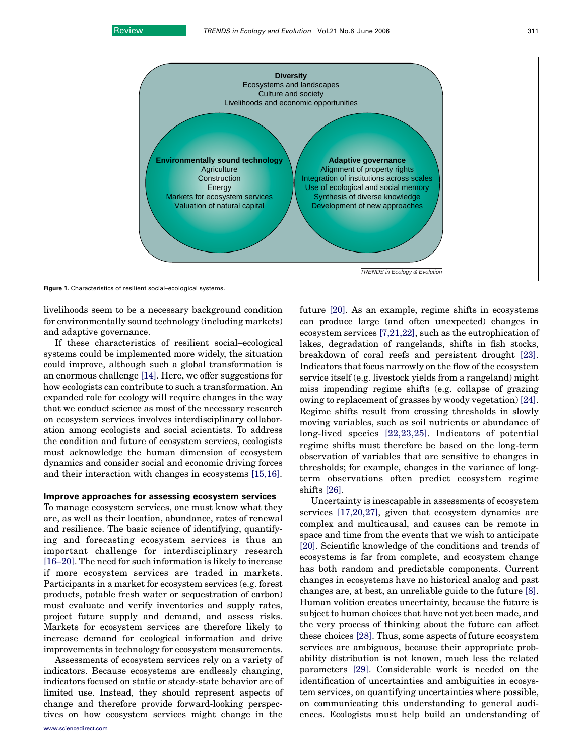**Diversity**
Ecosystems and landscapes
Culture and society
Livelihoods and economic opportunities

**Environmentally sound technology**
Agriculture
Construction
Energy
Markets for ecosystem services
Valuation of natural capital

**Adaptive governance**
Alignment of property rights
Integration of institutions across scales
Use of ecological and social memory
Synthesis of diverse knowledge
Development of new approaches

**Figure 1.** Characteristics of resilient social–ecological systems.

livelihoods seem to be a necessary background condition for environmentally sound technology (including markets) and adaptive governance.

If these characteristics of resilient social–ecological systems could be implemented more widely, the situation could improve, although such a global transformation is an enormous challenge [14]. Here, we offer suggestions for how ecologists can contribute to such a transformation. An expanded role for ecology will require changes in the way that we conduct science as most of the necessary research on ecosystem services involves interdisciplinary collaboration among ecologists and social scientists. To address the condition and future of ecosystem services, ecologists must acknowledge the human dimension of ecosystem dynamics and consider social and economic driving forces and their interaction with changes in ecosystems [15,16].

### Improve approaches for assessing ecosystem services

To manage ecosystem services, one must know what they are, as well as their location, abundance, rates of renewal and resilience. The basic science of identifying, quantifying and forecasting ecosystem services is thus an important challenge for interdisciplinary research [16–20]. The need for such information is likely to increase if more ecosystem services are traded in markets. Participants in a market for ecosystem services (e.g. forest products, potable fresh water or sequestration of carbon) must evaluate and verify inventories and supply rates, project future supply and demand, and assess risks. Markets for ecosystem services are therefore likely to increase demand for ecological information and drive improvements in technology for ecosystem measurements.

Assessments of ecosystem services rely on a variety of indicators. Because ecosystems are endlessly changing, indicators focused on static or steady-state behavior are of limited use. Instead, they should represent aspects of change and therefore provide forward-looking perspectives on how ecosystem services might change in the future [20]. As an example, regime shifts in ecosystems can produce large (and often unexpected) changes in ecosystem services [7,21,22], such as the eutrophication of lakes, degradation of rangelands, shifts in fish stocks, breakdown of coral reefs and persistent drought [23]. Indicators that focus narrowly on the flow of the ecosystem service itself (e.g. livestock yields from a rangeland) might miss impending regime shifts (e.g. collapse of grazing owing to replacement of grasses by woody vegetation) [24]. Regime shifts result from crossing thresholds in slowly moving variables, such as soil nutrients or abundance of long-lived species [22,23,25]. Indicators of potential regime shifts must therefore be based on the long-term observation of variables that are sensitive to changes in thresholds; for example, changes in the variance of long-term observations often predict ecosystem regime shifts [26].

Uncertainty is inescapable in assessments of ecosystem services [17,20,27], given that ecosystem dynamics are complex and multicausal, and causes can be remote in space and time from the events that we wish to anticipate [20]. Scientific knowledge of the conditions and trends of ecosystems is far from complete, and ecosystem change has both random and predictable components. Current changes in ecosystems have no historical analog and past changes are, at best, an unreliable guide to the future [8]. Human volition creates uncertainty, because the future is subject to human choices that have not yet been made, and the very process of thinking about the future can affect these choices [28]. Thus, some aspects of future ecosystem services are ambiguous, because their appropriate probability distribution is not known, much less the related parameters [29]. Considerable work is needed on the identification of uncertainties and ambiguities in ecosystem services, on quantifying uncertainties where possible, on communicating this understanding to general audiences. Ecologists must help build an understanding of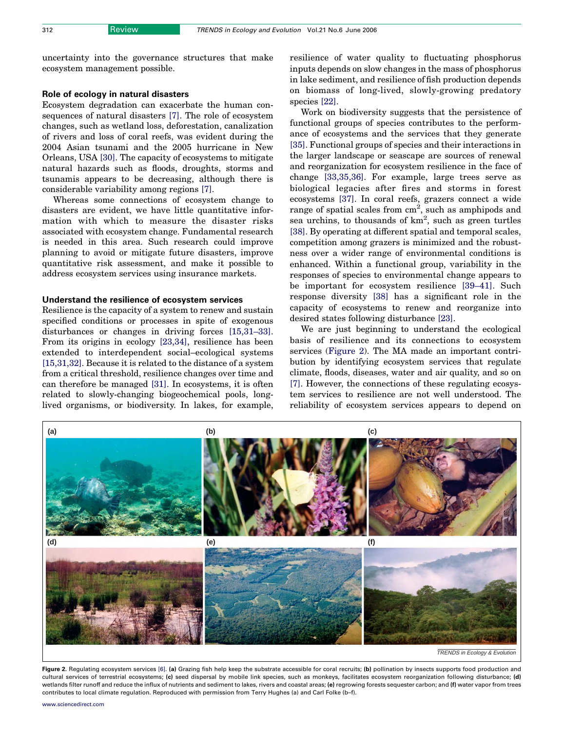uncertainty into the governance structures that make ecosystem management possible.

### Role of ecology in natural disasters

Ecosystem degradation can exacerbate the human consequences of natural disasters [7]. The role of ecosystem changes, such as wetland loss, deforestation, canalization of rivers and loss of coral reefs, was evident during the 2004 Asian tsunami and the 2005 hurricane in New Orleans, USA [30]. The capacity of ecosystems to mitigate natural hazards such as floods, droughts, storms and tsunamis appears to be decreasing, although there is considerable variability among regions [7].

Whereas some connections of ecosystem change to disasters are evident, we have little quantitative information with which to measure the disaster risks associated with ecosystem change. Fundamental research is needed in this area. Such research could improve planning to avoid or mitigate future disasters, improve quantitative risk assessment, and make it possible to address ecosystem services using insurance markets.

### Understand the resilience of ecosystem services

Resilience is the capacity of a system to renew and sustain specified conditions or processes in spite of exogenous disturbances or changes in driving forces [15,31–33]. From its origins in ecology [23,34], resilience has been extended to interdependent social–ecological systems [15,31,32]. Because it is related to the distance of a system from a critical threshold, resilience changes over time and can therefore be managed [31]. In ecosystems, it is often related to slowly-changing biogeochemical pools, long-lived organisms, or biodiversity. In lakes, for example, resilience of water quality to fluctuating phosphorus inputs depends on slow changes in the mass of phosphorus in lake sediment, and resilience of fish production depends on biomass of long-lived, slowly-growing predatory species [22].

Work on biodiversity suggests that the persistence of functional groups of species contributes to the performance of ecosystems and the services that they generate [35]. Functional groups of species and their interactions in the larger landscape or seascape are sources of renewal and reorganization for ecosystem resilience in the face of change [33,35,36]. For example, large trees serve as biological legacies after fires and storms in forest ecosystems [37]. In coral reefs, grazers connect a wide range of spatial scales from $cm^2$, such as amphipods and sea urchins, to thousands of $km^2$, such as green turtles [38]. By operating at different spatial and temporal scales, competition among grazers is minimized and the robustness over a wider range of environmental conditions is enhanced. Within a functional group, variability in the responses of species to environmental change appears to be important for ecosystem resilience [39–41]. Such response diversity [38] has a significant role in the capacity of ecosystems to renew and reorganize into desired states following disturbance [23].

We are just beginning to understand the ecological basis of resilience and its connections to ecosystem services (Figure 2). The MA made an important contribution by identifying ecosystem services that regulate climate, floods, diseases, water and air quality, and so on [7]. However, the connections of these regulating ecosystem services to resilience are not well understood. The reliability of ecosystem services appears to depend on

**Figure 2.** Regulating ecosystem services [6]. **(a)** Grazing fish help keep the substrate accessible for coral recruits; **(b)** pollination by insects supports food production and cultural services of terrestrial ecosystems; **(c)** seed dispersal by mobile link species, such as monkeys, facilitates ecosystem reorganization following disturbance; **(d)** wetlands filter runoff and reduce the influx of nutrients and sediment to lakes, rivers and coastal areas; **(e)** regrowing forests sequester carbon; and **(f)** water vapor from trees contributes to local climate regulation. Reproduced with permission from Terry Hughes (a) and Carl Folke (b–f).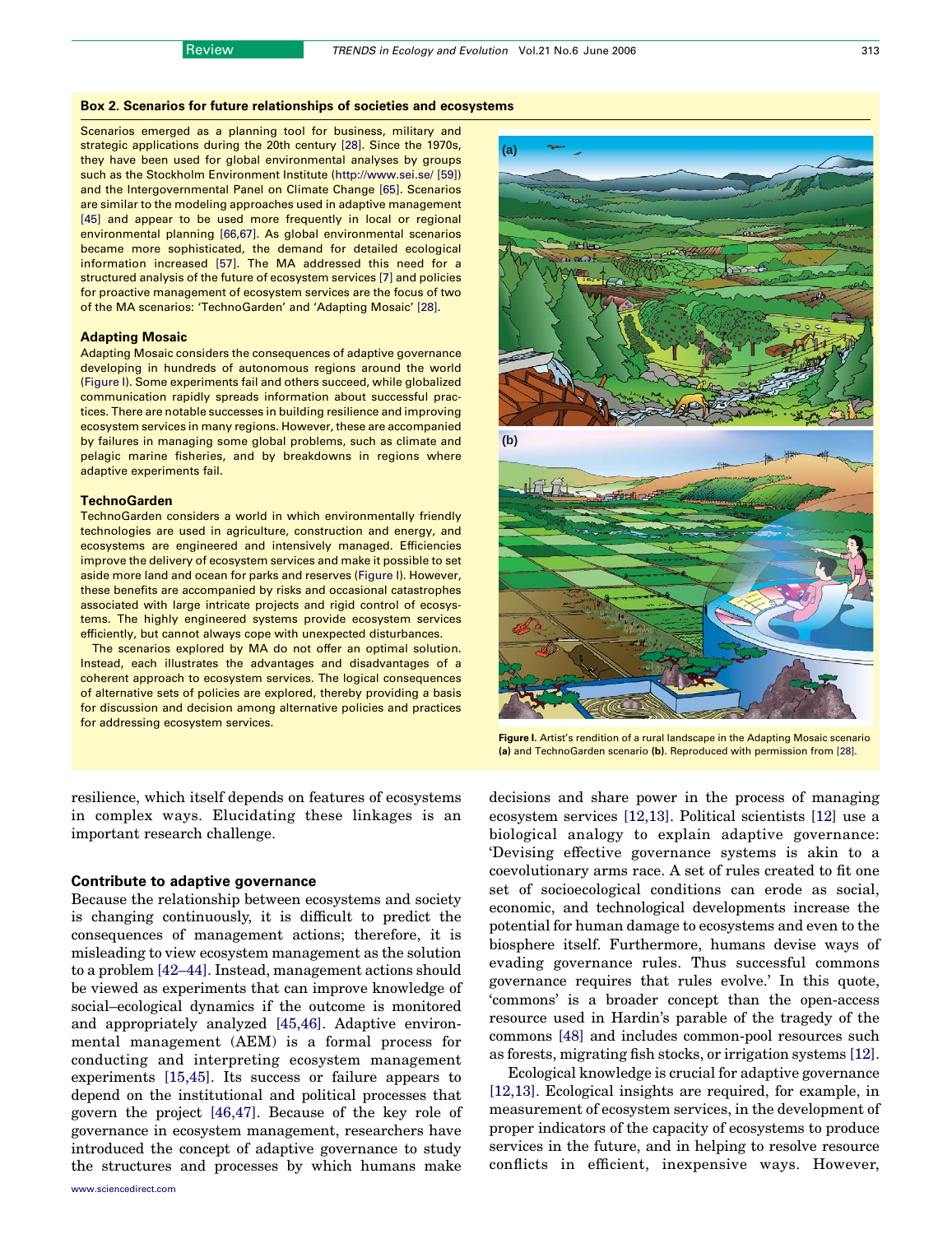## Box 2. Scenarios for future relationships of societies and ecosystems

Scenarios emerged as a planning tool for business, military and strategic applications during the 20th century [28]. Since the 1970s, they have been used for global environmental analyses by groups such as the Stockholm Environment Institute (http://www.sei.se/ [59]) and the Intergovernmental Panel on Climate Change [65]. Scenarios are similar to the modeling approaches used in adaptive management [45] and appear to be used more frequently in local or regional environmental planning [66,67]. As global environmental scenarios became more sophisticated, the demand for detailed ecological information increased [57]. The MA addressed this need for a structured analysis of the future of ecosystem services [7] and policies for proactive management of ecosystem services are the focus of two of the MA scenarios: 'TechnoGarden' and 'Adapting Mosaic' [28].

### Adapting Mosaic

Adapting Mosaic considers the consequences of adaptive governance developing in hundreds of autonomous regions around the world (Figure I). Some experiments fail and others succeed, while globalized communication rapidly spreads information about successful practices. There are notable successes in building resilience and improving ecosystem services in many regions. However, these are accompanied by failures in managing some global problems, such as climate and pelagic marine fisheries, and by breakdowns in regions where adaptive experiments fail.

### TechnoGarden

TechnoGarden considers a world in which environmentally friendly technologies are used in agriculture, construction and energy, and ecosystems are engineered and intensively managed. Efficiencies improve the delivery of ecosystem services and make it possible to set aside more land and ocean for parks and reserves (Figure I). However, these benefits are accompanied by risks and occasional catastrophes associated with large intricate projects and rigid control of ecosystems. The highly engineered systems provide ecosystem services efficiently, but cannot always cope with unexpected disturbances.

The scenarios explored by MA do not offer an optimal solution. Instead, each illustrates the advantages and disadvantages of a coherent approach to ecosystem services. The logical consequences of alternative sets of policies are explored, thereby providing a basis for discussion and decision among alternative policies and practices for addressing ecosystem services.

**Figure I.** Artist's rendition of a rural landscape in the Adapting Mosaic scenario **(a)** and TechnoGarden scenario **(b)**. Reproduced with permission from [28].

resilience, which itself depends on features of ecosystems in complex ways. Elucidating these linkages is an important research challenge.

## Contribute to adaptive governance

Because the relationship between ecosystems and society is changing continuously, it is difficult to predict the consequences of management actions; therefore, it is misleading to view ecosystem management as the solution to a problem [42–44]. Instead, management actions should be viewed as experiments that can improve knowledge of social–ecological dynamics if the outcome is monitored and appropriately analyzed [45,46]. Adaptive environmental management (AEM) is a formal process for conducting and interpreting ecosystem management experiments [15,45]. Its success or failure appears to depend on the institutional and political processes that govern the project [46,47]. Because of the key role of governance in ecosystem management, researchers have introduced the concept of adaptive governance to study the structures and processes by which humans make decisions and share power in the process of managing ecosystem services [12,13]. Political scientists [12] use a biological analogy to explain adaptive governance: 'Devising effective governance systems is akin to a coevolutionary arms race. A set of rules created to fit one set of socioecological conditions can erode as social, economic, and technological developments increase the potential for human damage to ecosystems and even to the biosphere itself. Furthermore, humans devise ways of evading governance rules. Thus successful commons governance requires that rules evolve.' In this quote, 'commons' is a broader concept than the open-access resource used in Hardin's parable of the tragedy of the commons [48] and includes common-pool resources such as forests, migrating fish stocks, or irrigation systems [12].

Ecological knowledge is crucial for adaptive governance [12,13]. Ecological insights are required, for example, in measurement of ecosystem services, in the development of proper indicators of the capacity of ecosystems to produce services in the future, and in helping to resolve resource conflicts in efficient, inexpensive ways. However,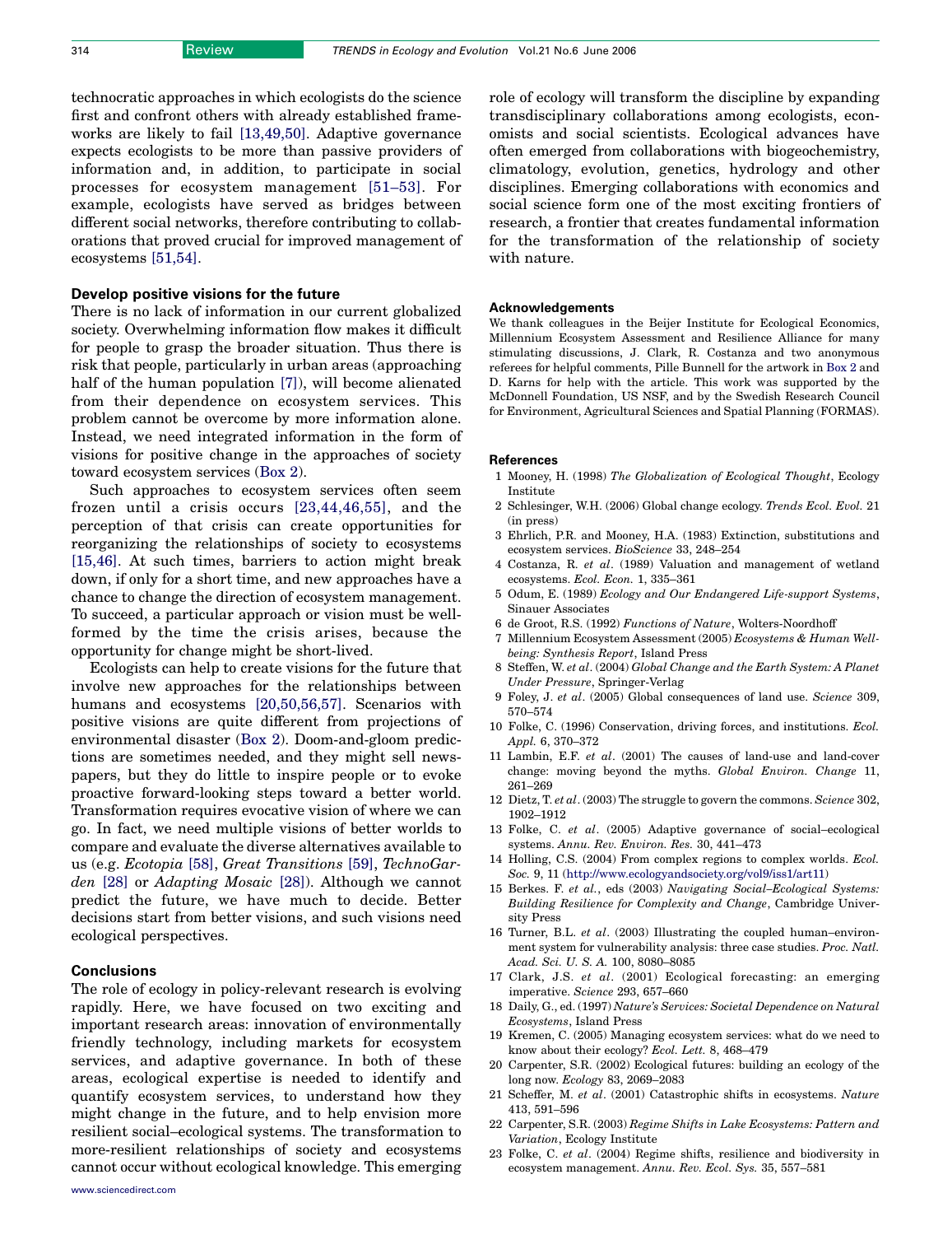technocratic approaches in which ecologists do the science first and confront others with already established frameworks are likely to fail [13,49,50]. Adaptive governance expects ecologists to be more than passive providers of information and, in addition, to participate in social processes for ecosystem management [51–53]. For example, ecologists have served as bridges between different social networks, therefore contributing to collaborations that proved crucial for improved management of ecosystems [51,54].

### Develop positive visions for the future

There is no lack of information in our current globalized society. Overwhelming information flow makes it difficult for people to grasp the broader situation. Thus there is risk that people, particularly in urban areas (approaching half of the human population [7]), will become alienated from their dependence on ecosystem services. This problem cannot be overcome by more information alone. Instead, we need integrated information in the form of visions for positive change in the approaches of society toward ecosystem services (Box 2).

Such approaches to ecosystem services often seem frozen until a crisis occurs [23,44,46,55], and the perception of that crisis can create opportunities for reorganizing the relationships of society to ecosystems [15,46]. At such times, barriers to action might break down, if only for a short time, and new approaches have a chance to change the direction of ecosystem management. To succeed, a particular approach or vision must be well-formed by the time the crisis arises, because the opportunity for change might be short-lived.

Ecologists can help to create visions for the future that involve new approaches for the relationships between humans and ecosystems [20,50,56,57]. Scenarios with positive visions are quite different from projections of environmental disaster (Box 2). Doom-and-gloom predictions are sometimes needed, and they might sell newspapers, but they do little to inspire people or to evoke proactive forward-looking steps toward a better world. Transformation requires evocative vision of where we can go. In fact, we need multiple visions of better worlds to compare and evaluate the diverse alternatives available to us (e.g. *Ecotopia* [58], *Great Transitions* [59], *TechnoGarden* [28] or *Adapting Mosaic* [28]). Although we cannot predict the future, we have much to decide. Better decisions start from better visions, and such visions need ecological perspectives.

### Conclusions

The role of ecology in policy-relevant research is evolving rapidly. Here, we have focused on two exciting and important research areas: innovation of environmentally friendly technology, including markets for ecosystem services, and adaptive governance. In both of these areas, ecological expertise is needed to identify and quantify ecosystem services, to understand how they might change in the future, and to help envision more resilient social–ecological systems. The transformation to more-resilient relationships of society and ecosystems cannot occur without ecological knowledge. This emerging role of ecology will transform the discipline by expanding transdisciplinary collaborations among ecologists, economists and social scientists. Ecological advances have often emerged from collaborations with biogeochemistry, climatology, evolution, genetics, hydrology and other disciplines. Emerging collaborations with economics and social science form one of the most exciting frontiers of research, a frontier that creates fundamental information for the transformation of the relationship of society with nature.

### Acknowledgements

We thank colleagues in the Beijer Institute for Ecological Economics, Millennium Ecosystem Assessment and Resilience Alliance for many stimulating discussions, J. Clark, R. Costanza and two anonymous referees for helpful comments, Pille Bunnell for the artwork in Box 2 and D. Karns for help with the article. This work was supported by the McDonnell Foundation, US NSF, and by the Swedish Research Council for Environment, Agricultural Sciences and Spatial Planning (FORMAS).

### References

1 Mooney, H. (1998) *The Globalization of Ecological Thought*, Ecology Institute
2 Schlesinger, W.H. (2006) Global change ecology. *Trends Ecol. Evol.* 21 (in press)
3 Ehrlich, P.R. and Mooney, H.A. (1983) Extinction, substitutions and ecosystem services. *BioScience* 33, 248–254
4 Costanza, R. *et al*. (1989) Valuation and management of wetland ecosystems. *Ecol. Econ.* 1, 335–361
5 Odum, E. (1989) *Ecology and Our Endangered Life-support Systems*, Sinauer Associates
6 de Groot, R.S. (1992) *Functions of Nature*, Wolters-Noordhoff
7 Millennium Ecosystem Assessment (2005) *Ecosystems & Human Well-being: Synthesis Report*, Island Press
8 Steffen, W. *et al*. (2004) *Global Change and the Earth System: A Planet Under Pressure*, Springer-Verlag
9 Foley, J. *et al*. (2005) Global consequences of land use. *Science* 309, 570–574
10 Folke, C. (1996) Conservation, driving forces, and institutions. *Ecol. Appl.* 6, 370–372
11 Lambin, E.F. *et al*. (2001) The causes of land-use and land-cover change: moving beyond the myths. *Global Environ. Change* 11, 261–269
12 Dietz, T. *et al*. (2003) The struggle to govern the commons. *Science* 302, 1902–1912
13 Folke, C. *et al*. (2005) Adaptive governance of social–ecological systems. *Annu. Rev. Environ. Res.* 30, 441–473
14 Holling, C.S. (2004) From complex regions to complex worlds. *Ecol. Soc.* 9, 11 (http://www.ecologyandsociety.org/vol9/iss1/art11)
15 Berkes. F. *et al*., eds (2003) *Navigating Social–Ecological Systems: Building Resilience for Complexity and Change*, Cambridge University Press
16 Turner, B.L. *et al*. (2003) Illustrating the coupled human–environment system for vulnerability analysis: three case studies. *Proc. Natl. Acad. Sci. U. S. A.* 100, 8080–8085
17 Clark, J.S. *et al*. (2001) Ecological forecasting: an emerging imperative. *Science* 293, 657–660
18 Daily, G., ed. (1997) *Nature's Services: Societal Dependence on Natural Ecosystems*, Island Press
19 Kremen, C. (2005) Managing ecosystem services: what do we need to know about their ecology? *Ecol. Lett.* 8, 468–479
20 Carpenter, S.R. (2002) Ecological futures: building an ecology of the long now. *Ecology* 83, 2069–2083
21 Scheffer, M. *et al*. (2001) Catastrophic shifts in ecosystems. *Nature* 413, 591–596
22 Carpenter, S.R. (2003) *Regime Shifts in Lake Ecosystems: Pattern and Variation*, Ecology Institute
23 Folke, C. *et al*. (2004) Regime shifts, resilience and biodiversity in ecosystem management. *Annu. Rev. Ecol. Sys.* 35, 557–581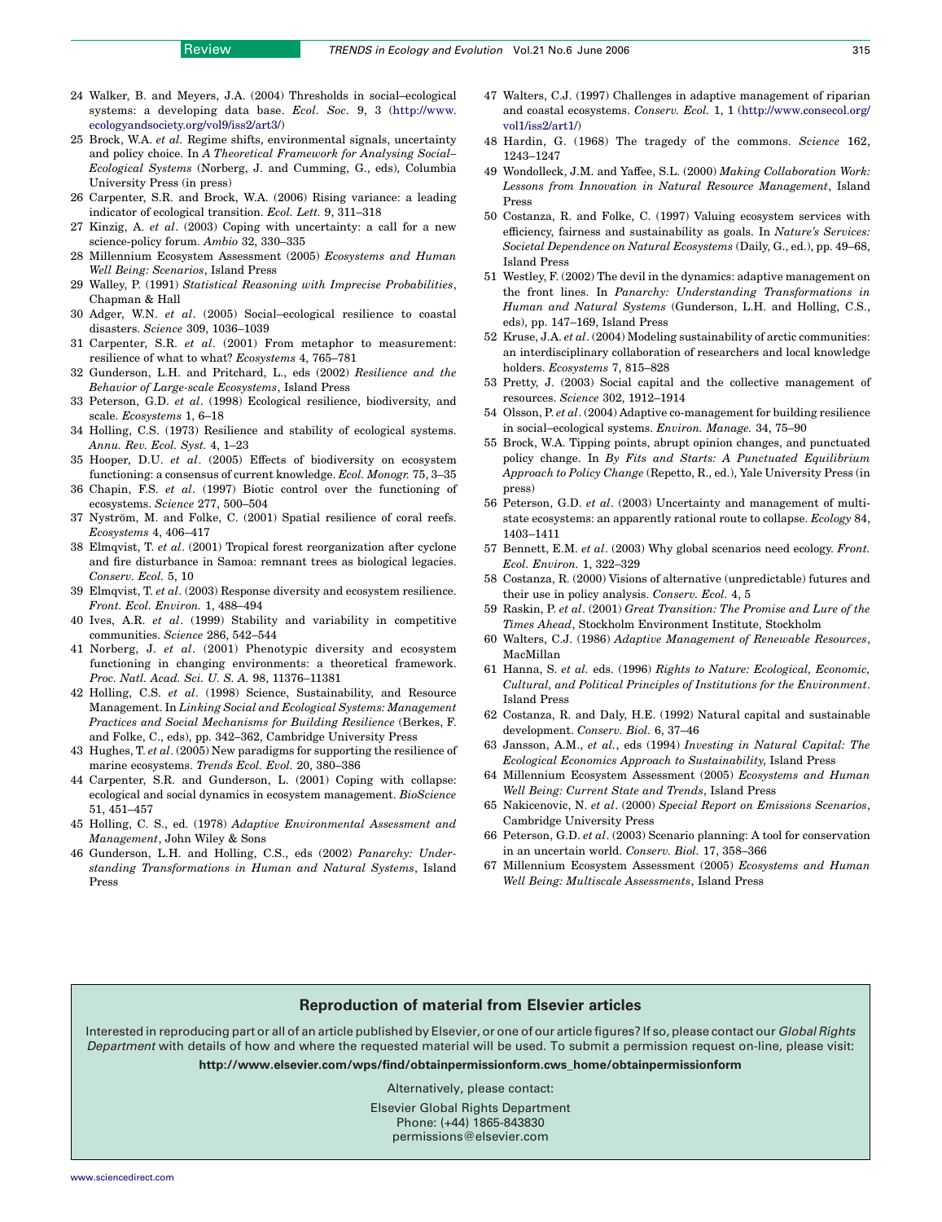24 Walker, B. and Meyers, J.A. (2004) Thresholds in social–ecological systems: a developing data base. *Ecol. Soc.* 9, 3 (http://www.ecologyandsociety.org/vol9/iss2/art3/)

25 Brock, W.A. *et al.* Regime shifts, environmental signals, uncertainty and policy choice. In *A Theoretical Framework for Analysing Social–Ecological Systems* (Norberg, J. and Cumming, G., eds), Columbia University Press (in press)

26 Carpenter, S.R. and Brock, W.A. (2006) Rising variance: a leading indicator of ecological transition. *Ecol. Lett.* 9, 311–318

27 Kinzig, A. *et al*. (2003) Coping with uncertainty: a call for a new science-policy forum. *Ambio* 32, 330–335

28 Millennium Ecosystem Assessment (2005) *Ecosystems and Human Well Being: Scenarios*, Island Press

29 Walley, P. (1991) *Statistical Reasoning with Imprecise Probabilities*, Chapman & Hall

30 Adger, W.N. *et al*. (2005) Social–ecological resilience to coastal disasters. *Science* 309, 1036–1039

31 Carpenter, S.R. *et al*. (2001) From metaphor to measurement: resilience of what to what? *Ecosystems* 4, 765–781

32 Gunderson, L.H. and Pritchard, L., eds (2002) *Resilience and the Behavior of Large-scale Ecosystems*, Island Press

33 Peterson, G.D. *et al*. (1998) Ecological resilience, biodiversity, and scale. *Ecosystems* 1, 6–18

34 Holling, C.S. (1973) Resilience and stability of ecological systems. *Annu. Rev. Ecol. Syst.* 4, 1–23

35 Hooper, D.U. *et al*. (2005) Effects of biodiversity on ecosystem functioning: a consensus of current knowledge. *Ecol. Monogr.* 75, 3–35

36 Chapin, F.S. *et al*. (1997) Biotic control over the functioning of ecosystems. *Science* 277, 500–504

37 Nyström, M. and Folke, C. (2001) Spatial resilience of coral reefs. *Ecosystems* 4, 406–417

38 Elmqvist, T. *et al*. (2001) Tropical forest reorganization after cyclone and fire disturbance in Samoa: remnant trees as biological legacies. *Conserv. Ecol.* 5, 10

39 Elmqvist, T. *et al*. (2003) Response diversity and ecosystem resilience. *Front. Ecol. Environ.* 1, 488–494

40 Ives, A.R. *et al*. (1999) Stability and variability in competitive communities. *Science* 286, 542–544

41 Norberg, J. *et al*. (2001) Phenotypic diversity and ecosystem functioning in changing environments: a theoretical framework. *Proc. Natl. Acad. Sci. U. S. A.* 98, 11376–11381

42 Holling, C.S. *et al*. (1998) Science, Sustainability, and Resource Management. In *Linking Social and Ecological Systems: Management Practices and Social Mechanisms for Building Resilience* (Berkes, F. and Folke, C., eds), pp. 342–362, Cambridge University Press

43 Hughes, T. *et al*. (2005) New paradigms for supporting the resilience of marine ecosystems. *Trends Ecol. Evol.* 20, 380–386

44 Carpenter, S.R. and Gunderson, L. (2001) Coping with collapse: ecological and social dynamics in ecosystem management. *BioScience* 51, 451–457

45 Holling, C. S., ed. (1978) *Adaptive Environmental Assessment and Management*, John Wiley & Sons

46 Gunderson, L.H. and Holling, C.S., eds (2002) *Panarchy: Understanding Transformations in Human and Natural Systems*, Island Press

47 Walters, C.J. (1997) Challenges in adaptive management of riparian and coastal ecosystems. *Conserv. Ecol.* 1, 1 (http://www.consecol.org/vol1/iss2/art1/)

48 Hardin, G. (1968) The tragedy of the commons. *Science* 162, 1243–1247

49 Wondolleck, J.M. and Yaffee, S.L. (2000) *Making Collaboration Work: Lessons from Innovation in Natural Resource Management*, Island Press

50 Costanza, R. and Folke, C. (1997) Valuing ecosystem services with efficiency, fairness and sustainability as goals. In *Nature's Services: Societal Dependence on Natural Ecosystems* (Daily, G., ed.), pp. 49–68, Island Press

51 Westley, F. (2002) The devil in the dynamics: adaptive management on the front lines. In *Panarchy: Understanding Transformations in Human and Natural Systems* (Gunderson, L.H. and Holling, C.S., eds), pp. 147–169, Island Press

52 Kruse, J.A. *et al*. (2004) Modeling sustainability of arctic communities: an interdisciplinary collaboration of researchers and local knowledge holders. *Ecosystems* 7, 815–828

53 Pretty, J. (2003) Social capital and the collective management of resources. *Science* 302, 1912–1914

54 Olsson, P. *et al*. (2004) Adaptive co-management for building resilience in social–ecological systems. *Environ. Manage.* 34, 75–90

55 Brock, W.A. Tipping points, abrupt opinion changes, and punctuated policy change. In *By Fits and Starts: A Punctuated Equilibrium Approach to Policy Change* (Repetto, R., ed.), Yale University Press (in press)

56 Peterson, G.D. *et al*. (2003) Uncertainty and management of multistate ecosystems: an apparently rational route to collapse. *Ecology* 84, 1403–1411

57 Bennett, E.M. *et al*. (2003) Why global scenarios need ecology. *Front. Ecol. Environ.* 1, 322–329

58 Costanza, R. (2000) Visions of alternative (unpredictable) futures and their use in policy analysis. *Conserv. Ecol.* 4, 5

59 Raskin, P. *et al*. (2001) *Great Transition: The Promise and Lure of the Times Ahead*, Stockholm Environment Institute, Stockholm

60 Walters, C.J. (1986) *Adaptive Management of Renewable Resources*, MacMillan

61 Hanna, S. *et al.* eds. (1996) *Rights to Nature: Ecological, Economic, Cultural, and Political Principles of Institutions for the Environment*. Island Press

62 Costanza, R. and Daly, H.E. (1992) Natural capital and sustainable development. *Conserv. Biol.* 6, 37–46

63 Jansson, A.M., *et al.*, eds (1994) *Investing in Natural Capital: The Ecological Economics Approach to Sustainability*, Island Press

64 Millennium Ecosystem Assessment (2005) *Ecosystems and Human Well Being: Current State and Trends*, Island Press

65 Nakicenovic, N. *et al*. (2000) *Special Report on Emissions Scenarios*, Cambridge University Press

66 Peterson, G.D. *et al*. (2003) Scenario planning: A tool for conservation in an uncertain world. *Conserv. Biol.* 17, 358–366

67 Millennium Ecosystem Assessment (2005) *Ecosystems and Human Well Being: Multiscale Assessments*, Island Press

## Reproduction of material from Elsevier articles

Interested in reproducing part or all of an article published by Elsevier, or one of our article figures? If so, please contact our *Global Rights Department* with details of how and where the requested material will be used. To submit a permission request on-line, please visit:

**http://www.elsevier.com/wps/find/obtainpermissionform.cws_home/obtainpermissionform**

Alternatively, please contact:

Elsevier Global Rights Department
Phone: (+44) 1865-843830
permissions@elsevier.com